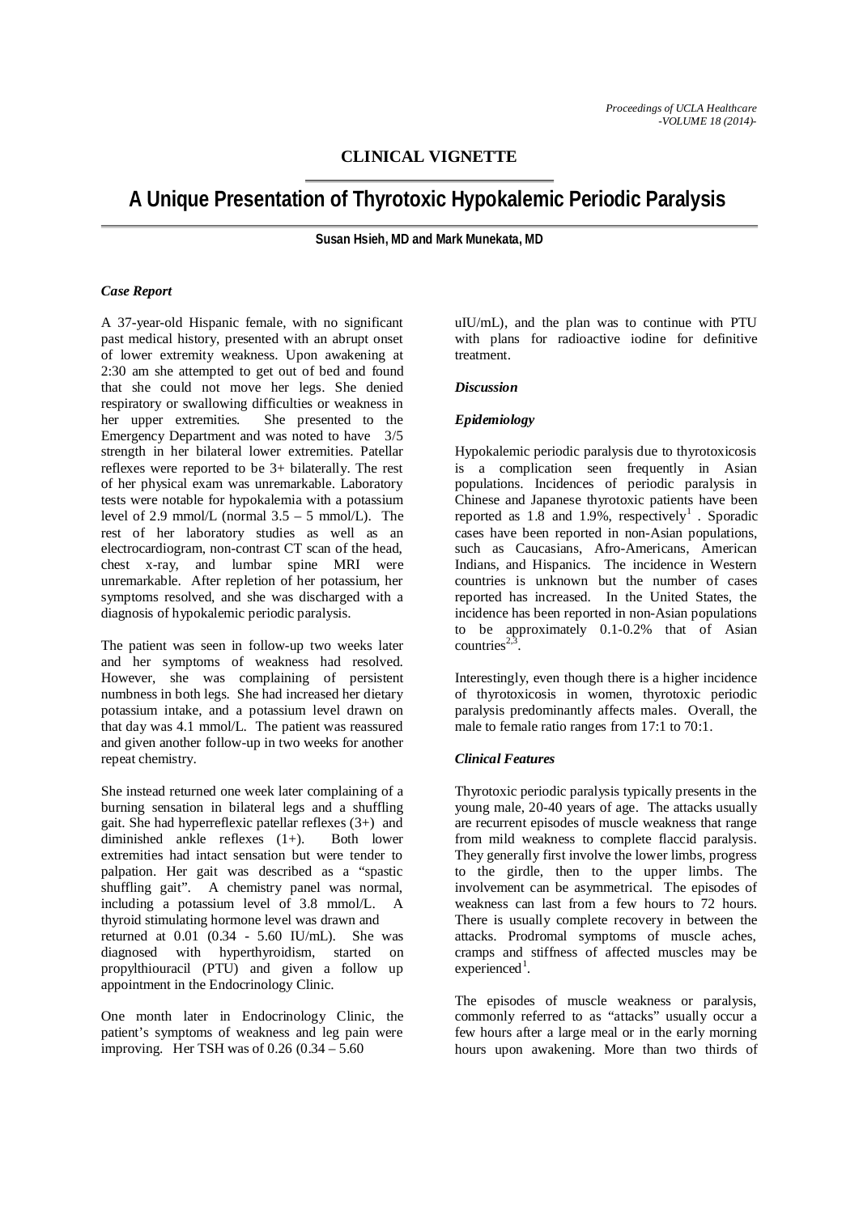## CLINICAL VIGNETTE

# A Unique Presentation of Thyrotoxic Hypokalemic Periodic Paralysis

**Susan Hsieh, MD and Mark Munekata, MD**

### *Case Report*

A 37-year-old Hispanic female, with no significant past medical history, presented with an abrupt onset of lower extremity weakness. Upon awakening at 2:30 am she attempted to get out of bed and found that she could not move her legs. She denied respiratory or swallowing difficulties or weakness in her upper extremities. She presented to the Emergency Department and was noted to have 3/5 strength in her bilateral lower extremities. Patellar reflexes were reported to be 3+ bilaterally. The rest of her physical exam was unremarkable. Laboratory tests were notable for hypokalemia with a potassium level of 2.9 mmol/L (normal 3.5 – 5 mmol/L). The rest of her laboratory studies as well as an electrocardiogram, non-contrast CT scan of the head, chest x-ray, and lumbar spine MRI were unremarkable. After repletion of her potassium, her symptoms resolved, and she was discharged with a diagnosis of hypokalemic periodic paralysis.

The patient was seen in follow-up two weeks later and her symptoms of weakness had resolved. However, she was complaining of persistent numbness in both legs. She had increased her dietary potassium intake, and a potassium level drawn on that day was 4.1 mmol/L. The patient was reassured and given another follow-up in two weeks for another repeat chemistry.

She instead returned one week later complaining of a burning sensation in bilateral legs and a shuffling gait. She had hyperreflexic patellar reflexes (3+) and diminished ankle reflexes (1+). Both lower extremities had intact sensation but were tender to palpation. Her gait was described as a "spastic shuffling gait". A chemistry panel was normal, including a potassium level of 3.8 mmol/L. A thyroid stimulating hormone level was drawn and returned at 0.01 (0.34 - 5.60 IU/mL). She was diagnosed with hyperthyroidism, started on propylthiouracil (PTU) and given a follow up appointment in the Endocrinology Clinic.

One month later in Endocrinology Clinic, the patient's symptoms of weakness and leg pain were improving. Her TSH was of 0.26 (0.34 – 5.60 uIU/mL), and the plan was to continue with PTU with plans for radioactive iodine for definitive treatment.

### *Discussion*

### *Epidemiology*

Hypokalemic periodic paralysis due to thyrotoxicosis is a complication seen frequently in Asian populations. Incidences of periodic paralysis in Chinese and Japanese thyrotoxic patients have been reported as 1.8 and 1.9%, respectively[1]. Sporadic cases have been reported in non-Asian populations, such as Caucasians, Afro-Americans, American Indians, and Hispanics. The incidence in Western countries is unknown but the number of cases reported has increased. In the United States, the incidence has been reported in non-Asian populations to be approximately 0.1-0.2% that of Asian countries[2,3].

Interestingly, even though there is a higher incidence of thyrotoxicosis in women, thyrotoxic periodic paralysis predominantly affects males. Overall, the male to female ratio ranges from 17:1 to 70:1.

### *Clinical Features*

Thyrotoxic periodic paralysis typically presents in the young male, 20-40 years of age. The attacks usually are recurrent episodes of muscle weakness that range from mild weakness to complete flaccid paralysis. They generally first involve the lower limbs, progress to the girdle, then to the upper limbs. The involvement can be asymmetrical. The episodes of weakness can last from a few hours to 72 hours. There is usually complete recovery in between the attacks. Prodromal symptoms of muscle aches, cramps and stiffness of affected muscles may be experienced[1].

The episodes of muscle weakness or paralysis, commonly referred to as "attacks" usually occur a few hours after a large meal or in the early morning hours upon awakening. More than two thirds of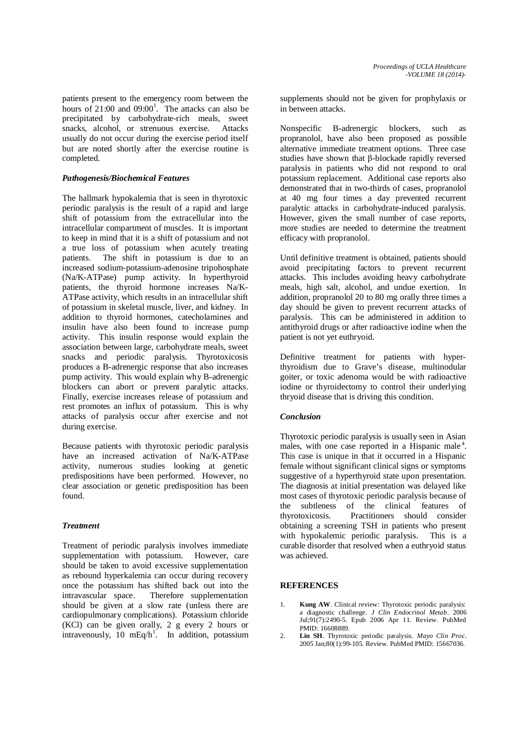patients present to the emergency room between the hours of 21:00 and 09:00[1]. The attacks can also be precipitated by carbohydrate-rich meals, sweet snacks, alcohol, or strenuous exercise. Attacks usually do not occur during the exercise period itself but are noted shortly after the exercise routine is completed.

### *Pathogenesis/Biochemical Features*

The hallmark hypokalemia that is seen in thyrotoxic periodic paralysis is the result of a rapid and large shift of potassium from the extracellular into the intracellular compartment of muscles. It is important to keep in mind that it is a shift of potassium and not a true loss of potassium when acutely treating patients. The shift in potassium is due to an increased sodium-potassium-adenosine tripohosphate (Na/K-ATPase) pump activity. In hyperthyroid patients, the thyroid hormone increases Na/K-ATPase activity, which results in an intracellular shift of potassium in skeletal muscle, liver, and kidney. In addition to thyroid hormones, catecholamines and insulin have also been found to increase pump activity. This insulin response would explain the association between large, carbohydrate meals, sweet snacks and periodic paralysis. Thyrotoxicosis produces a B-adrenergic response that also increases pump activity. This would explain why B-adrenergic blockers can abort or prevent paralytic attacks. Finally, exercise increases release of potassium and rest promotes an influx of potassium. This is why attacks of paralysis occur after exercise and not during exercise.

Because patients with thyrotoxic periodic paralysis have an increased activation of Na/K-ATPase activity, numerous studies looking at genetic predispositions have been performed. However, no clear association or genetic predisposition has been found.

### *Treatment*

Treatment of periodic paralysis involves immediate supplementation with potassium. However, care should be taken to avoid excessive supplementation as rebound hyperkalemia can occur during recovery once the potassium has shifted back out into the intravascular space. Therefore supplementation should be given at a slow rate (unless there are cardiopulmonary complications). Potassium chloride (KCl) can be given orally, 2 g every 2 hours or intravenously, 10 mEq/h[1]. In addition, potassium supplements should not be given for prophylaxis or in between attacks.

Nonspecific B-adrenergic blockers, such as propranolol, have also been proposed as possible alternative immediate treatment options. Three case studies have shown that β-blockade rapidly reversed paralysis in patients who did not respond to oral potassium replacement. Additional case reports also demonstrated that in two-thirds of cases, propranolol at 40 mg four times a day prevented recurrent paralytic attacks in carbohydrate-induced paralysis. However, given the small number of case reports, more studies are needed to determine the treatment efficacy with propranolol.

Until definitive treatment is obtained, patients should avoid precipitating factors to prevent recurrent attacks. This includes avoiding heavy carbohydrate meals, high salt, alcohol, and undue exertion. In addition, propranolol 20 to 80 mg orally three times a day should be given to prevent recurrent attacks of paralysis. This can be administered in addition to antithyroid drugs or after radioactive iodine when the patient is not yet euthryoid.

Definitive treatment for patients with hyperthyroidism due to Grave's disease, multinodular goiter, or toxic adenoma would be with radioactive iodine or thyroidectomy to control their underlying thryoid disease that is driving this condition.

### *Conclusion*

Thyrotoxic periodic paralysis is usually seen in Asian males, with one case reported in a Hispanic male[4]. This case is unique in that it occurred in a Hispanic female without significant clinical signs or symptoms suggestive of a hyperthyroid state upon presentation. The diagnosis at initial presentation was delayed like most cases of thyrotoxic periodic paralysis because of the subtleness of the clinical features of thyrotoxicosis. Practitioners should consider obtaining a screening TSH in patients who present with hypokalemic periodic paralysis. This is a curable disorder that resolved when a euthryoid status was achieved.

## REFERENCES

1. **Kung AW**. Clinical review: Thyrotoxic periodic paralysis: a diagnostic challenge. *J Clin Endocrinol Metab*. 2006 Jul;91(7):2490-5. Epub 2006 Apr 11. Review. PubMed PMID: 16608889.
2. **Lin SH**. Thyrotoxic periodic paralysis. *Mayo Clin Proc*. 2005 Jan;80(1):99-105. Review. PubMed PMID: 15667036.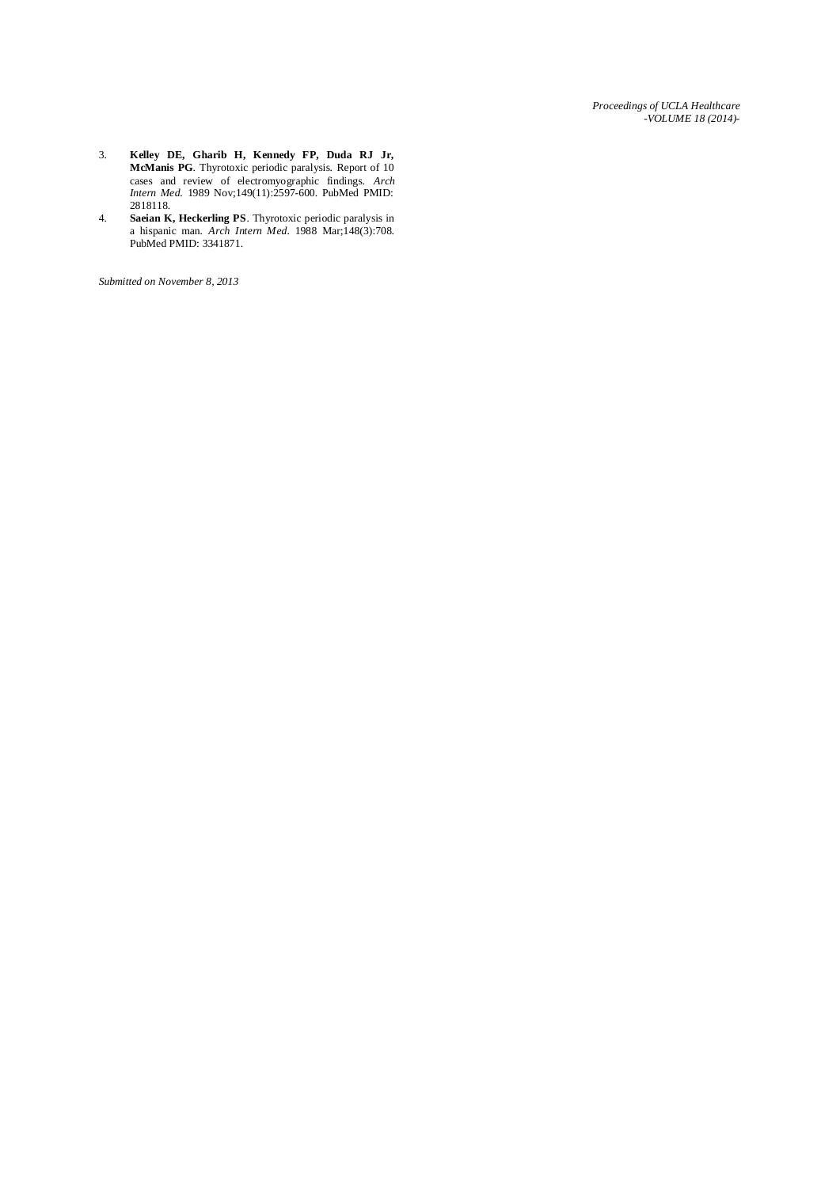3. **Kelley DE, Gharib H, Kennedy FP, Duda RJ Jr, McManis PG**. Thyrotoxic periodic paralysis. Report of 10 cases and review of electromyographic findings. *Arch Intern Med.* 1989 Nov;149(11):2597-600. PubMed PMID: 2818118.
4. **Saeian K, Heckerling PS**. Thyrotoxic periodic paralysis in a hispanic man. *Arch Intern Med.* 1988 Mar;148(3):708. PubMed PMID: 3341871.

*Submitted on November 8, 2013*